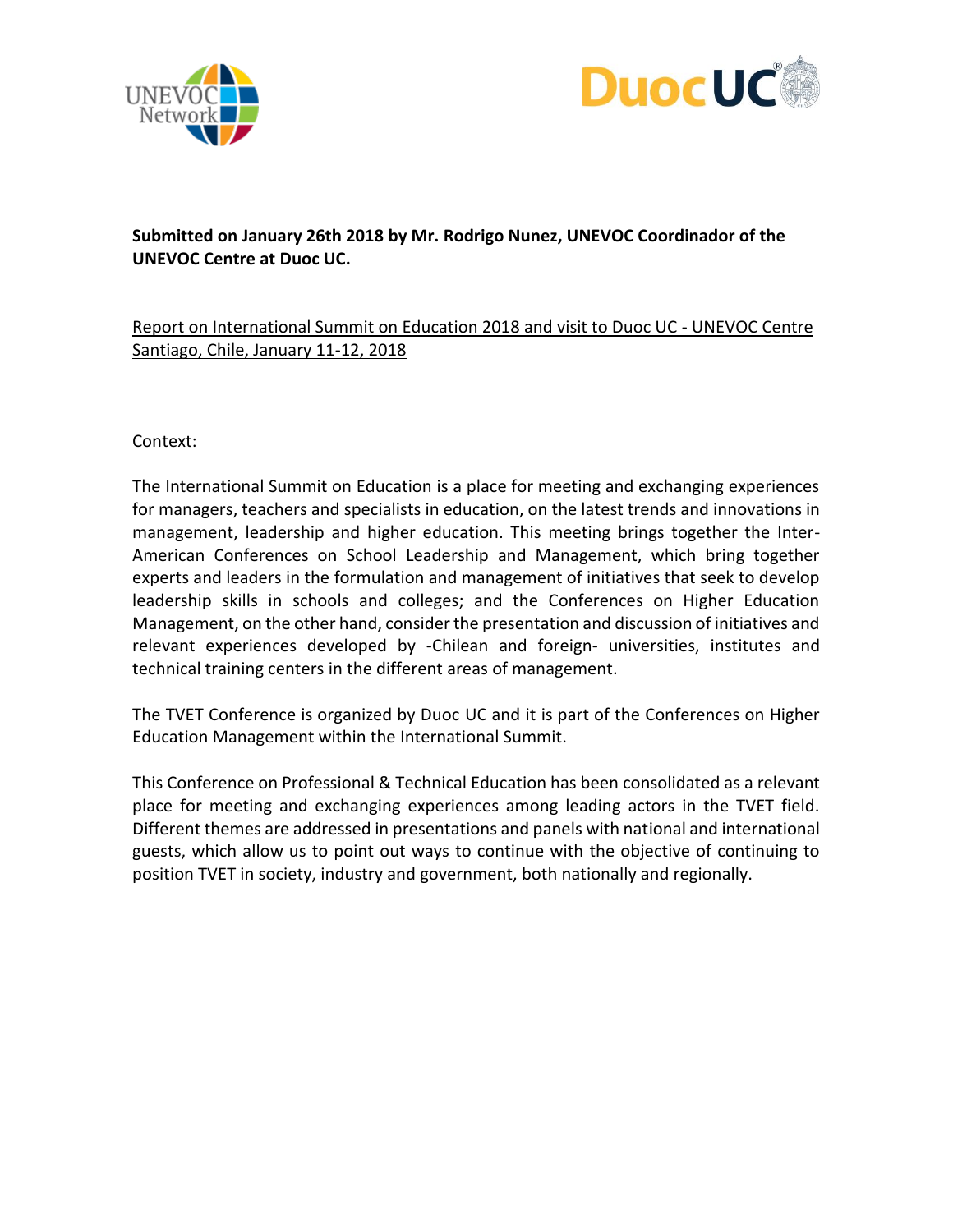**Submitted on January 26th 2018 by Mr. Rodrigo Nunez, UNEVOC Coordinador of the UNEVOC Centre at Duoc UC.**

Report on International Summit on Education 2018 and visit to Duoc UC - UNEVOC Centre Santiago, Chile, January 11-12, 2018

Context:

The International Summit on Education is a place for meeting and exchanging experiences for managers, teachers and specialists in education, on the latest trends and innovations in management, leadership and higher education. This meeting brings together the Inter-American Conferences on School Leadership and Management, which bring together experts and leaders in the formulation and management of initiatives that seek to develop leadership skills in schools and colleges; and the Conferences on Higher Education Management, on the other hand, consider the presentation and discussion of initiatives and relevant experiences developed by -Chilean and foreign- universities, institutes and technical training centers in the different areas of management.

The TVET Conference is organized by Duoc UC and it is part of the Conferences on Higher Education Management within the International Summit.

This Conference on Professional & Technical Education has been consolidated as a relevant place for meeting and exchanging experiences among leading actors in the TVET field. Different themes are addressed in presentations and panels with national and international guests, which allow us to point out ways to continue with the objective of continuing to position TVET in society, industry and government, both nationally and regionally.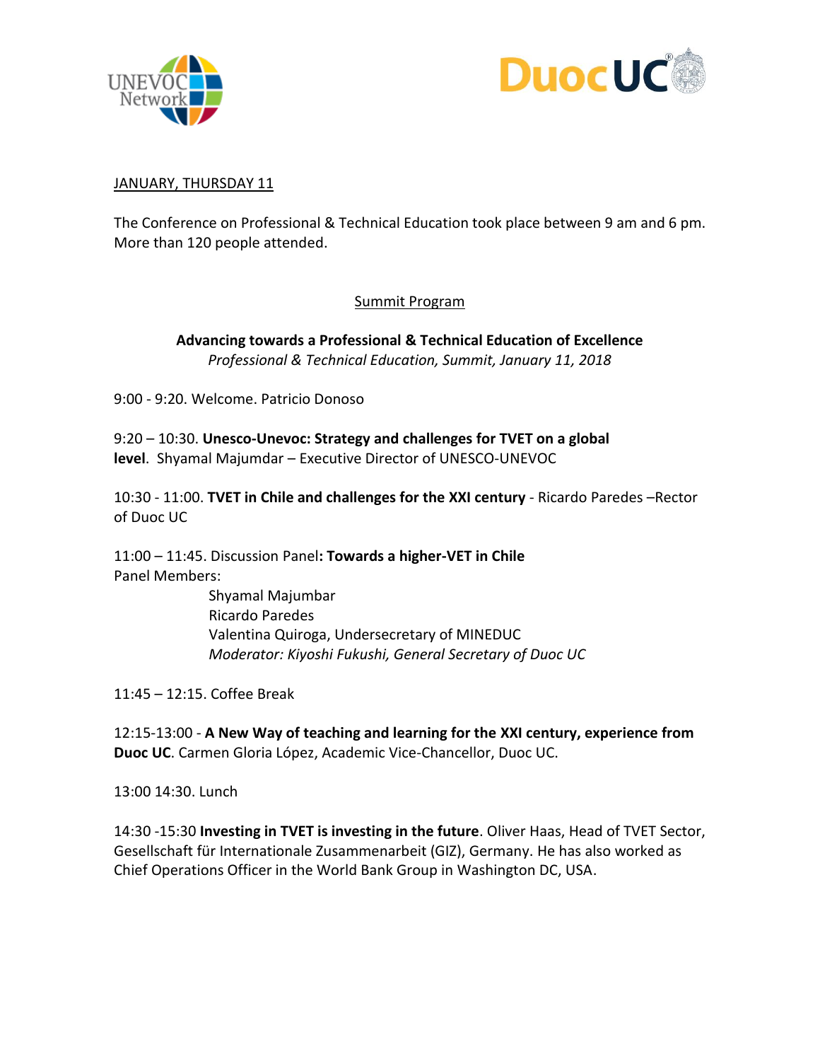JANUARY, THURSDAY 11

The Conference on Professional & Technical Education took place between 9 am and 6 pm. More than 120 people attended.

Summit Program

**Advancing towards a Professional & Technical Education of Excellence**
*Professional & Technical Education, Summit, January 11, 2018*

9:00 - 9:20. Welcome. Patricio Donoso

9:20 – 10:30. **Unesco-Unevoc: Strategy and challenges for TVET on a global level**. Shyamal Majumdar – Executive Director of UNESCO-UNEVOC

10:30 - 11:00. **TVET in Chile and challenges for the XXI century** - Ricardo Paredes –Rector of Duoc UC

11:00 – 11:45. Discussion Panel**: Towards a higher-VET in Chile**
Panel Members:

Shyamal Majumbar
Ricardo Paredes
Valentina Quiroga, Undersecretary of MINEDUC
*Moderator: Kiyoshi Fukushi, General Secretary of Duoc UC*

11:45 – 12:15. Coffee Break

12:15-13:00 - **A New Way of teaching and learning for the XXI century, experience from Duoc UC**. Carmen Gloria López, Academic Vice-Chancellor, Duoc UC.

13:00 14:30. Lunch

14:30 -15:30 **Investing in TVET is investing in the future**. Oliver Haas, Head of TVET Sector, Gesellschaft für Internationale Zusammenarbeit (GIZ), Germany. He has also worked as Chief Operations Officer in the World Bank Group in Washington DC, USA.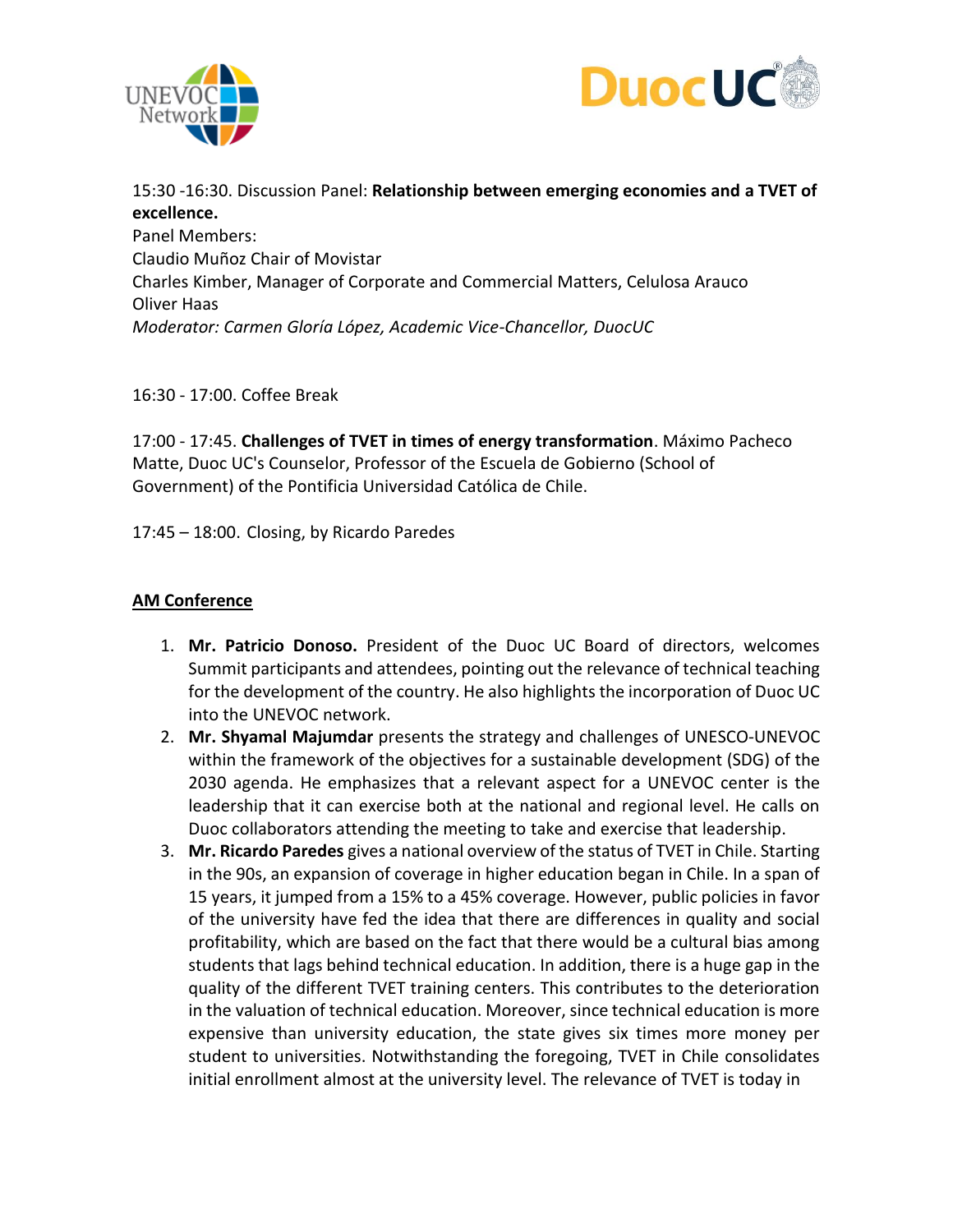15:30 -16:30. Discussion Panel: **Relationship between emerging economies and a TVET of excellence.**
Panel Members:
Claudio Muñoz Chair of Movistar
Charles Kimber, Manager of Corporate and Commercial Matters, Celulosa Arauco
Oliver Haas
*Moderator: Carmen Gloría López, Academic Vice-Chancellor, DuocUC*

16:30 - 17:00. Coffee Break

17:00 - 17:45. **Challenges of TVET in times of energy transformation**. Máximo Pacheco Matte, Duoc UC's Counselor, Professor of the Escuela de Gobierno (School of Government) of the Pontificia Universidad Católica de Chile.

17:45 – 18:00. Closing, by Ricardo Paredes

**<u>AM Conference</u>**

1. **Mr. Patricio Donoso.** President of the Duoc UC Board of directors, welcomes Summit participants and attendees, pointing out the relevance of technical teaching for the development of the country. He also highlights the incorporation of Duoc UC into the UNEVOC network.
2. **Mr. Shyamal Majumdar** presents the strategy and challenges of UNESCO-UNEVOC within the framework of the objectives for a sustainable development (SDG) of the 2030 agenda. He emphasizes that a relevant aspect for a UNEVOC center is the leadership that it can exercise both at the national and regional level. He calls on Duoc collaborators attending the meeting to take and exercise that leadership.
3. **Mr. Ricardo Paredes** gives a national overview of the status of TVET in Chile. Starting in the 90s, an expansion of coverage in higher education began in Chile. In a span of 15 years, it jumped from a 15% to a 45% coverage. However, public policies in favor of the university have fed the idea that there are differences in quality and social profitability, which are based on the fact that there would be a cultural bias among students that lags behind technical education. In addition, there is a huge gap in the quality of the different TVET training centers. This contributes to the deterioration in the valuation of technical education. Moreover, since technical education is more expensive than university education, the state gives six times more money per student to universities. Notwithstanding the foregoing, TVET in Chile consolidates initial enrollment almost at the university level. The relevance of TVET is today in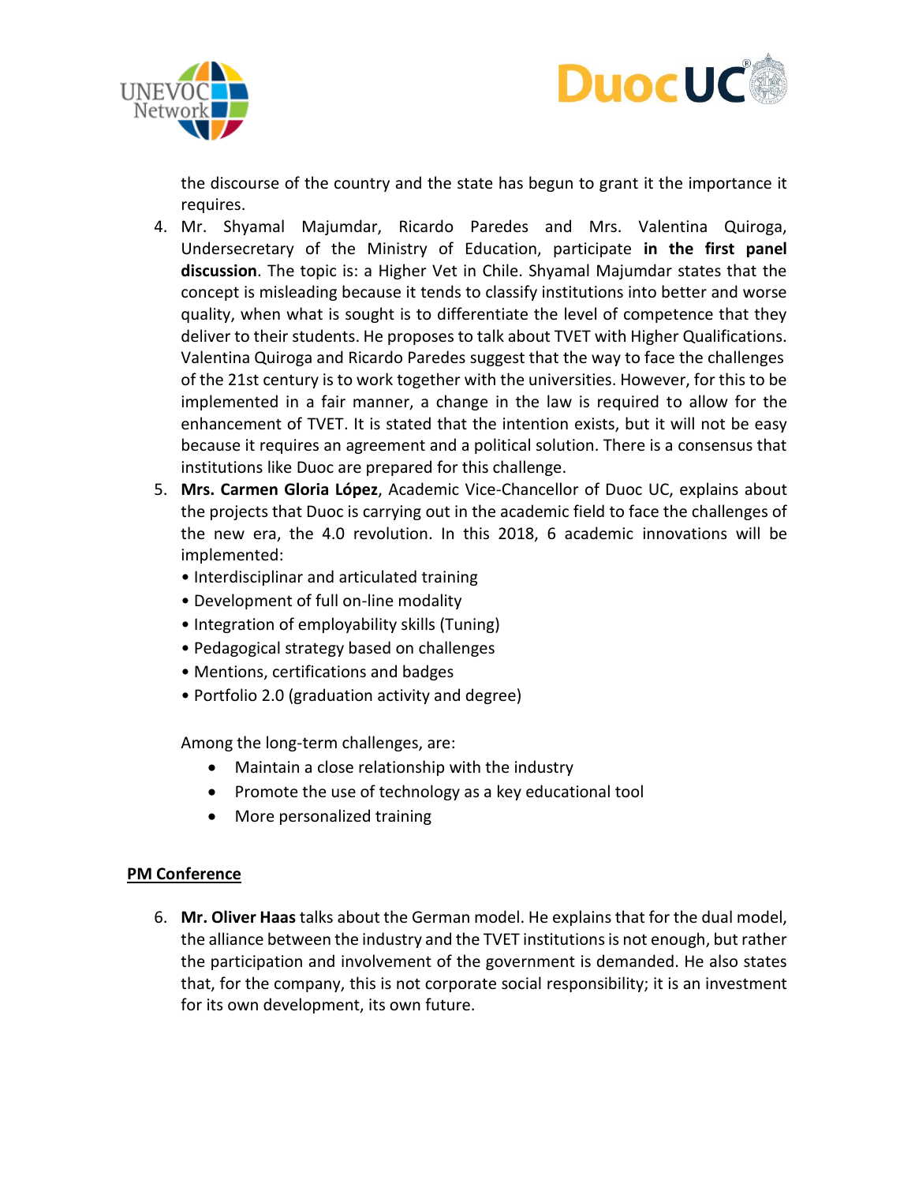the discourse of the country and the state has begun to grant it the importance it requires.

4. Mr. Shyamal Majumdar, Ricardo Paredes and Mrs. Valentina Quiroga, Undersecretary of the Ministry of Education, participate **in the first panel discussion**. The topic is: a Higher Vet in Chile. Shyamal Majumdar states that the concept is misleading because it tends to classify institutions into better and worse quality, when what is sought is to differentiate the level of competence that they deliver to their students. He proposes to talk about TVET with Higher Qualifications. Valentina Quiroga and Ricardo Paredes suggest that the way to face the challenges of the 21st century is to work together with the universities. However, for this to be implemented in a fair manner, a change in the law is required to allow for the enhancement of TVET. It is stated that the intention exists, but it will not be easy because it requires an agreement and a political solution. There is a consensus that institutions like Duoc are prepared for this challenge.
5. **Mrs. Carmen Gloria López**, Academic Vice-Chancellor of Duoc UC, explains about the projects that Duoc is carrying out in the academic field to face the challenges of the new era, the 4.0 revolution. In this 2018, 6 academic innovations will be implemented:
   - Interdisciplinar and articulated training
   - Development of full on-line modality
   - Integration of employability skills (Tuning)
   - Pedagogical strategy based on challenges
   - Mentions, certifications and badges
   - Portfolio 2.0 (graduation activity and degree)

   Among the long-term challenges, are:

   - Maintain a close relationship with the industry
   - Promote the use of technology as a key educational tool
   - More personalized training

**PM Conference**

6. **Mr. Oliver Haas** talks about the German model. He explains that for the dual model, the alliance between the industry and the TVET institutions is not enough, but rather the participation and involvement of the government is demanded. He also states that, for the company, this is not corporate social responsibility; it is an investment for its own development, its own future.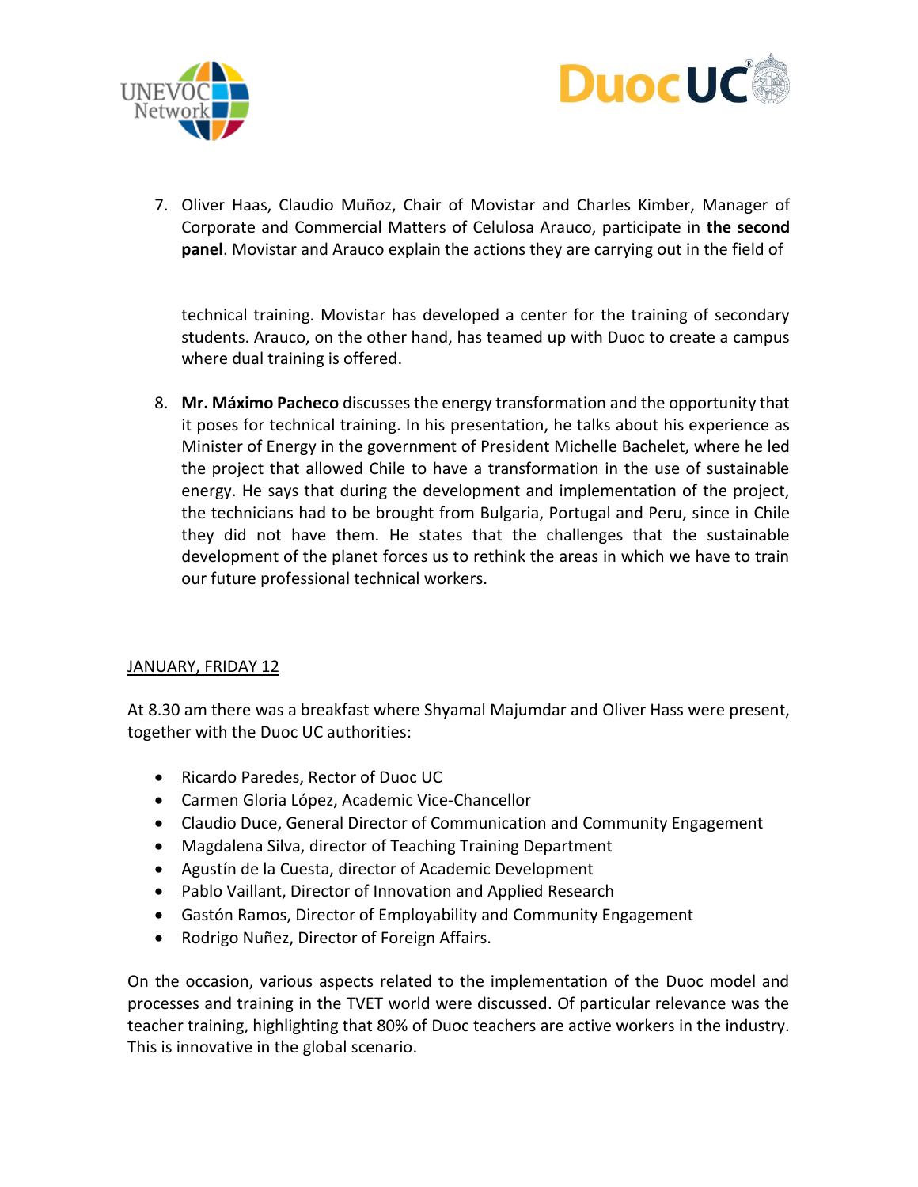7. Oliver Haas, Claudio Muñoz, Chair of Movistar and Charles Kimber, Manager of Corporate and Commercial Matters of Celulosa Arauco, participate in **the second panel**. Movistar and Arauco explain the actions they are carrying out in the field of technical training. Movistar has developed a center for the training of secondary students. Arauco, on the other hand, has teamed up with Duoc to create a campus where dual training is offered.

8. **Mr. Máximo Pacheco** discusses the energy transformation and the opportunity that it poses for technical training. In his presentation, he talks about his experience as Minister of Energy in the government of President Michelle Bachelet, where he led the project that allowed Chile to have a transformation in the use of sustainable energy. He says that during the development and implementation of the project, the technicians had to be brought from Bulgaria, Portugal and Peru, since in Chile they did not have them. He states that the challenges that the sustainable development of the planet forces us to rethink the areas in which we have to train our future professional technical workers.

<u>JANUARY, FRIDAY 12</u>

At 8.30 am there was a breakfast where Shyamal Majumdar and Oliver Hass were present, together with the Duoc UC authorities:

- Ricardo Paredes, Rector of Duoc UC
- Carmen Gloria López, Academic Vice-Chancellor
- Claudio Duce, General Director of Communication and Community Engagement
- Magdalena Silva, director of Teaching Training Department
- Agustín de la Cuesta, director of Academic Development
- Pablo Vaillant, Director of Innovation and Applied Research
- Gastón Ramos, Director of Employability and Community Engagement
- Rodrigo Nuñez, Director of Foreign Affairs.

On the occasion, various aspects related to the implementation of the Duoc model and processes and training in the TVET world were discussed. Of particular relevance was the teacher training, highlighting that 80% of Duoc teachers are active workers in the industry. This is innovative in the global scenario.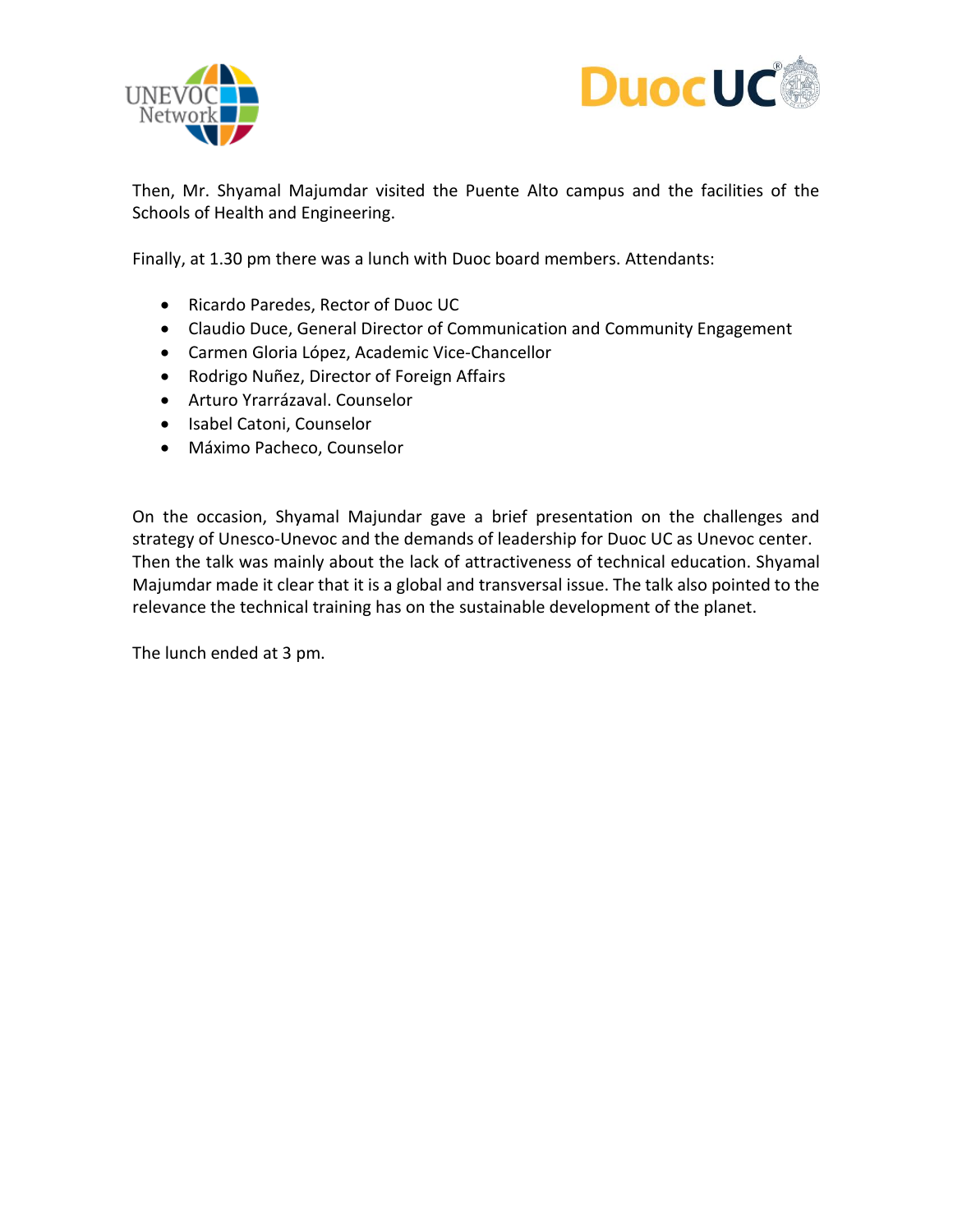Then, Mr. Shyamal Majumdar visited the Puente Alto campus and the facilities of the Schools of Health and Engineering.

Finally, at 1.30 pm there was a lunch with Duoc board members. Attendants:

- Ricardo Paredes, Rector of Duoc UC
- Claudio Duce, General Director of Communication and Community Engagement
- Carmen Gloria López, Academic Vice-Chancellor
- Rodrigo Nuñez, Director of Foreign Affairs
- Arturo Yrrázaval. Counselor
- Isabel Catoni, Counselor
- Máximo Pacheco, Counselor

On the occasion, Shyamal Majundar gave a brief presentation on the challenges and strategy of Unesco-Unevoc and the demands of leadership for Duoc UC as Unevoc center. Then the talk was mainly about the lack of attractiveness of technical education. Shyamal Majumdar made it clear that it is a global and transversal issue. The talk also pointed to the relevance the technical training has on the sustainable development of the planet.

The lunch ended at 3 pm.